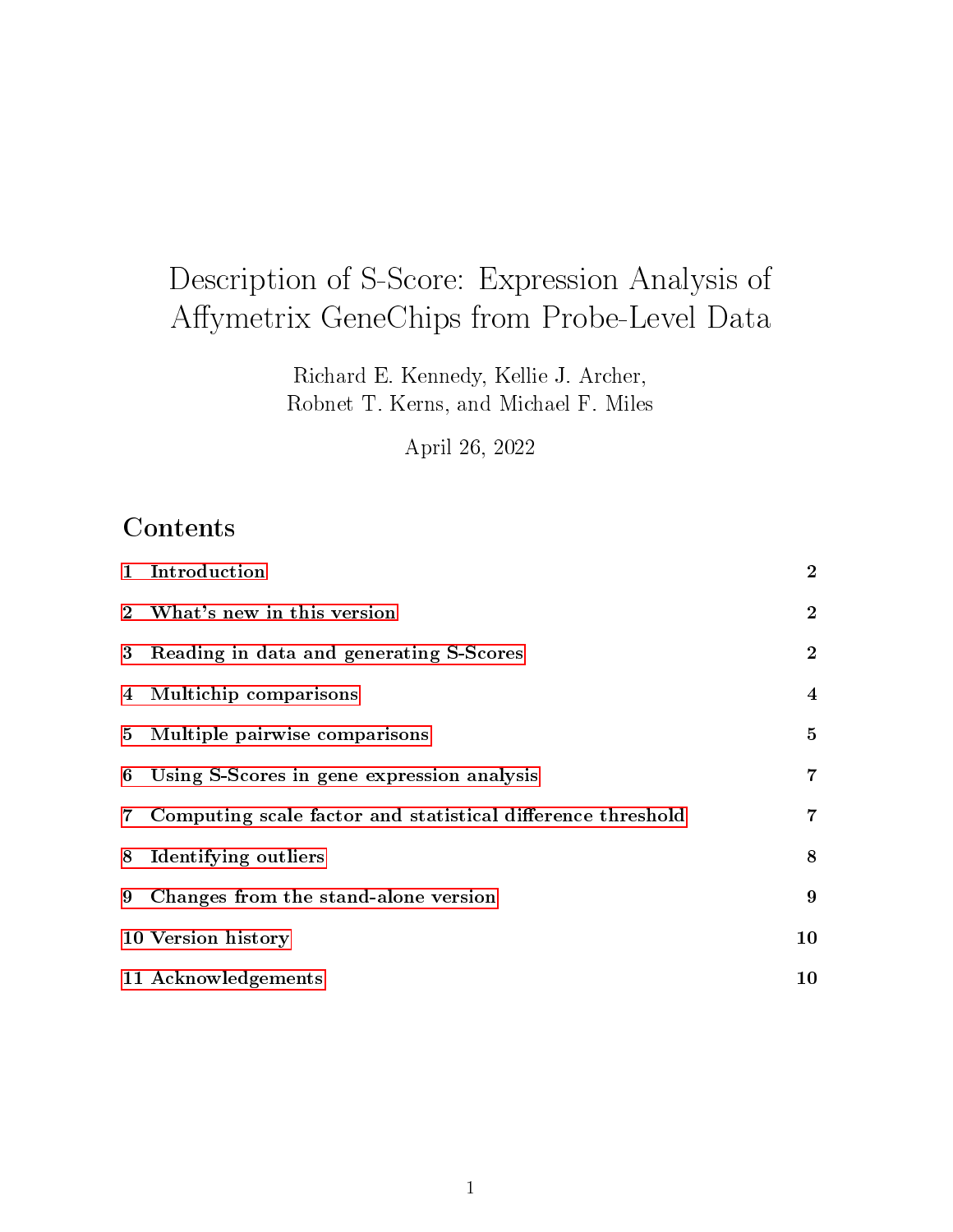# Description of S-Score: Expression Analysis of Affymetrix GeneChips from Probe-Level Data

Richard E. Kennedy, Kellie J. Archer,
Robnet T. Kerns, and Michael F. Miles

April 26, 2022

## Contents

| | |
|---|---|
| **1 Introduction** | **2** |
| **2 What's new in this version** | **2** |
| **3 Reading in data and generating S-Scores** | **2** |
| **4 Multichip comparisons** | **4** |
| **5 Multiple pairwise comparisons** | **5** |
| **6 Using S-Scores in gene expression analysis** | **7** |
| **7 Computing scale factor and statistical difference threshold** | **7** |
| **8 Identifying outliers** | **8** |
| **9 Changes from the stand-alone version** | **9** |
| **10 Version history** | **10** |
| **11 Acknowledgements** | **10** |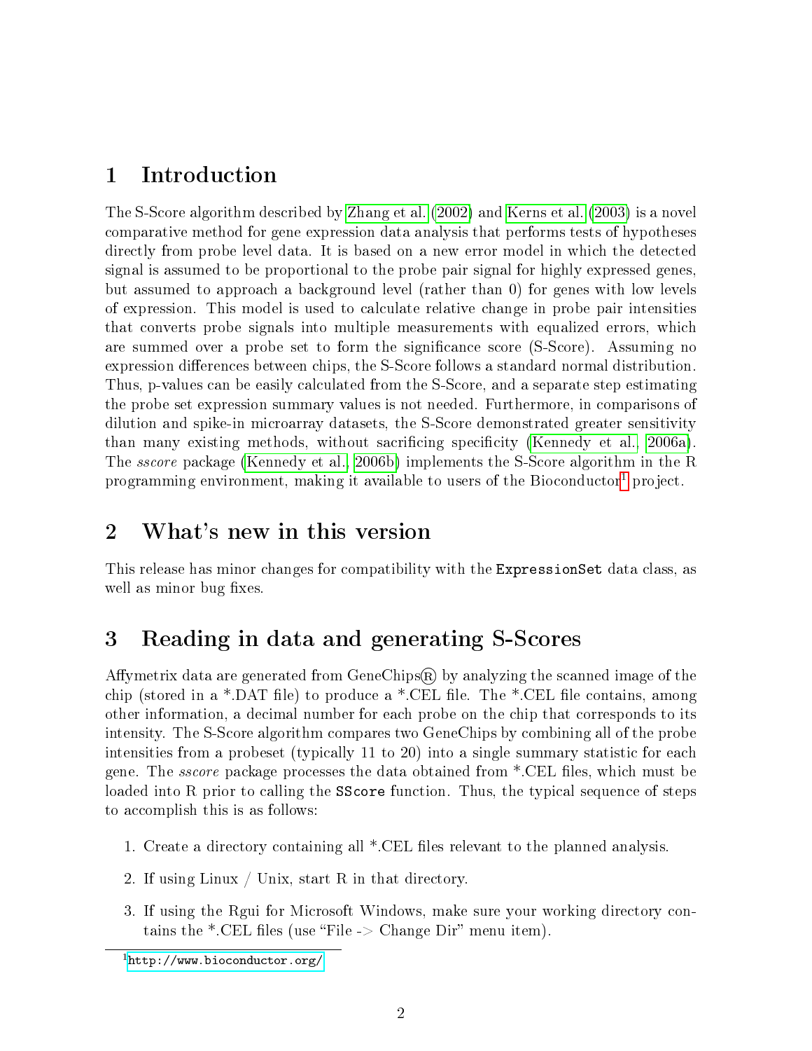## 1 Introduction

The S-Score algorithm described by Zhang et al. (2002) and Kerns et al. (2003) is a novel comparative method for gene expression data analysis that performs tests of hypotheses directly from probe level data. It is based on a new error model in which the detected signal is assumed to be proportional to the probe pair signal for highly expressed genes, but assumed to approach a background level (rather than 0) for genes with low levels of expression. This model is used to calculate relative change in probe pair intensities that converts probe signals into multiple measurements with equalized errors, which are summed over a probe set to form the significance score (S-Score). Assuming no expression differences between chips, the S-Score follows a standard normal distribution. Thus, p-values can be easily calculated from the S-Score, and a separate step estimating the probe set expression summary values is not needed. Furthermore, in comparisons of dilution and spike-in microarray datasets, the S-Score demonstrated greater sensitivity than many existing methods, without sacrificing specificity (Kennedy et al., 2006a). The *sscore* package (Kennedy et al., 2006b) implements the S-Score algorithm in the R programming environment, making it available to users of the Bioconductor[1] project.

## 2 What's new in this version

This release has minor changes for compatibility with the `ExpressionSet` data class, as well as minor bug fixes.

## 3 Reading in data and generating S-Scores

Affymetrix data are generated from GeneChips® by analyzing the scanned image of the chip (stored in a *.DAT file) to produce a *.CEL file. The *.CEL file contains, among other information, a decimal number for each probe on the chip that corresponds to its intensity. The S-Score algorithm compares two GeneChips by combining all of the probe intensities from a probeset (typically 11 to 20) into a single summary statistic for each gene. The *sscore* package processes the data obtained from *.CEL files, which must be loaded into R prior to calling the `SScore` function. Thus, the typical sequence of steps to accomplish this is as follows:

1. Create a directory containing all *.CEL files relevant to the planned analysis.
2. If using Linux / Unix, start R in that directory.
3. If using the Rgui for Microsoft Windows, make sure your working directory contains the *.CEL files (use "File -> Change Dir" menu item).

[1] http://www.bioconductor.org/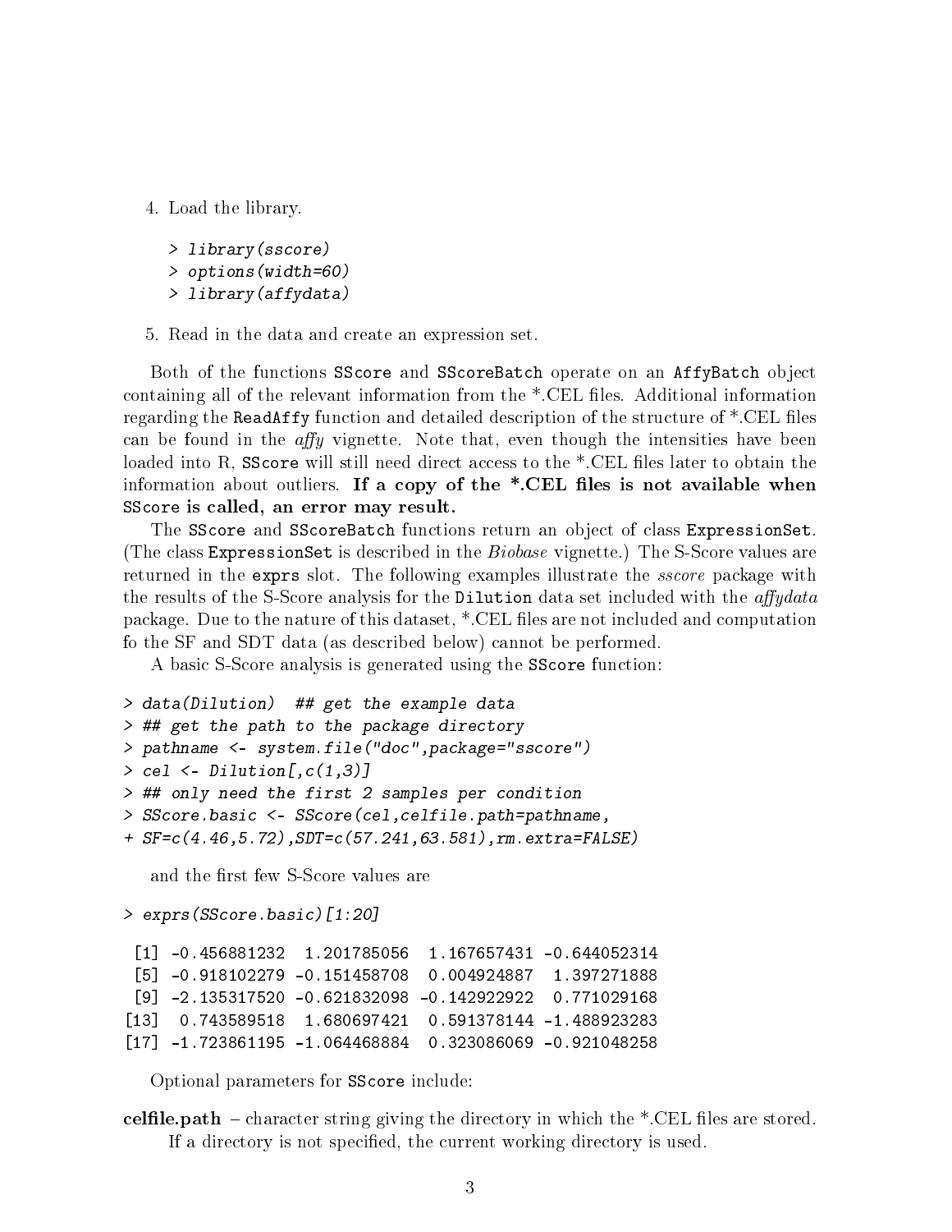4. Load the library.

```
> library(sscore)
> options(width=60)
> library(affydata)
```

5. Read in the data and create an expression set.

Both of the functions SScore and SScoreBatch operate on an AffyBatch object containing all of the relevant information from the *.CEL files. Additional information regarding the ReadAffy function and detailed description of the structure of *.CEL files can be found in the *affy* vignette. Note that, even though the intensities have been loaded into R, SScore will still need direct access to the *.CEL files later to obtain the information about outliers. **If a copy of the *.CEL files is not available when SScore is called, an error may result.**

The SScore and SScoreBatch functions return an object of class ExpressionSet. (The class ExpressionSet is described in the *Biobase* vignette.) The S-Score values are returned in the exprs slot. The following examples illustrate the *sscore* package with the results of the S-Score analysis for the Dilution data set included with the *affydata* package. Due to the nature of this dataset, *.CEL files are not included and computation fo the SF and SDT data (as described below) cannot be performed.

A basic S-Score analysis is generated using the SScore function:

```
> data(Dilution)  ## get the example data
> ## get the path to the package directory
> pathname <- system.file("doc",package="sscore")
> cel <- Dilution[,c(1,3)]
> ## only need the first 2 samples per condition
> SScore.basic <- SScore(cel,celfile.path=pathname,
+ SF=c(4.46,5.72),SDT=c(57.241,63.581),rm.extra=FALSE)
```

and the first few S-Score values are

```
> exprs(SScore.basic)[1:20]

 [1] -0.456881232  1.201785056  1.167657431 -0.644052314
 [5] -0.918102279 -0.151458708  0.004924887  1.397271888
 [9] -2.135317520 -0.621832098 -0.142922922  0.771029168
[13]  0.743589518  1.680697421  0.591378144 -1.488923283
[17] -1.723861195 -1.064468884  0.323086069 -0.921048258
```

Optional parameters for SScore include:

**celfile.path** – character string giving the directory in which the *.CEL files are stored. If a directory is not specified, the current working directory is used.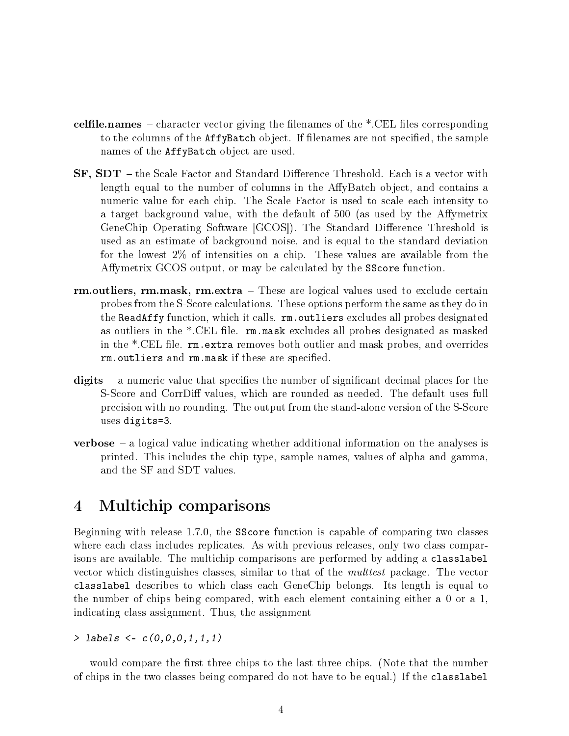**celfile.names** – character vector giving the filenames of the *.CEL files corresponding to the columns of the `AffyBatch` object. If filenames are not specified, the sample names of the `AffyBatch` object are used.

**SF, SDT** – the Scale Factor and Standard Difference Threshold. Each is a vector with length equal to the number of columns in the AffyBatch object, and contains a numeric value for each chip. The Scale Factor is used to scale each intensity to a target background value, with the default of 500 (as used by the Affymetrix GeneChip Operating Software [GCOS]). The Standard Difference Threshold is used as an estimate of background noise, and is equal to the standard deviation for the lowest 2% of intensities on a chip. These values are available from the Affymetrix GCOS output, or may be calculated by the `SScore` function.

**rm.outliers, rm.mask, rm.extra** – These are logical values used to exclude certain probes from the S-Score calculations. These options perform the same as they do in the `ReadAffy` function, which it calls. `rm.outliers` excludes all probes designated as outliers in the *.CEL file. `rm.mask` excludes all probes designated as masked in the *.CEL file. `rm.extra` removes both outlier and mask probes, and overrides `rm.outliers` and `rm.mask` if these are specified.

**digits** – a numeric value that specifies the number of significant decimal places for the S-Score and CorrDiff values, which are rounded as needed. The default uses full precision with no rounding. The output from the stand-alone version of the S-Score uses `digits=3`.

**verbose** – a logical value indicating whether additional information on the analyses is printed. This includes the chip type, sample names, values of alpha and gamma, and the SF and SDT values.

# 4 Multichip comparisons

Beginning with release 1.7.0, the `SScore` function is capable of comparing two classes where each class includes replicates. As with previous releases, only two class comparisons are available. The multichip comparisons are performed by adding a `classlabel` vector which distinguishes classes, similar to that of the *multtest* package. The vector `classlabel` describes to which class each GeneChip belongs. Its length is equal to the number of chips being compared, with each element containing either a 0 or a 1, indicating class assignment. Thus, the assignment

```
> labels <- c(0,0,0,1,1,1)
```

would compare the first three chips to the last three chips. (Note that the number of chips in the two classes being compared do not have to be equal.) If the `classlabel`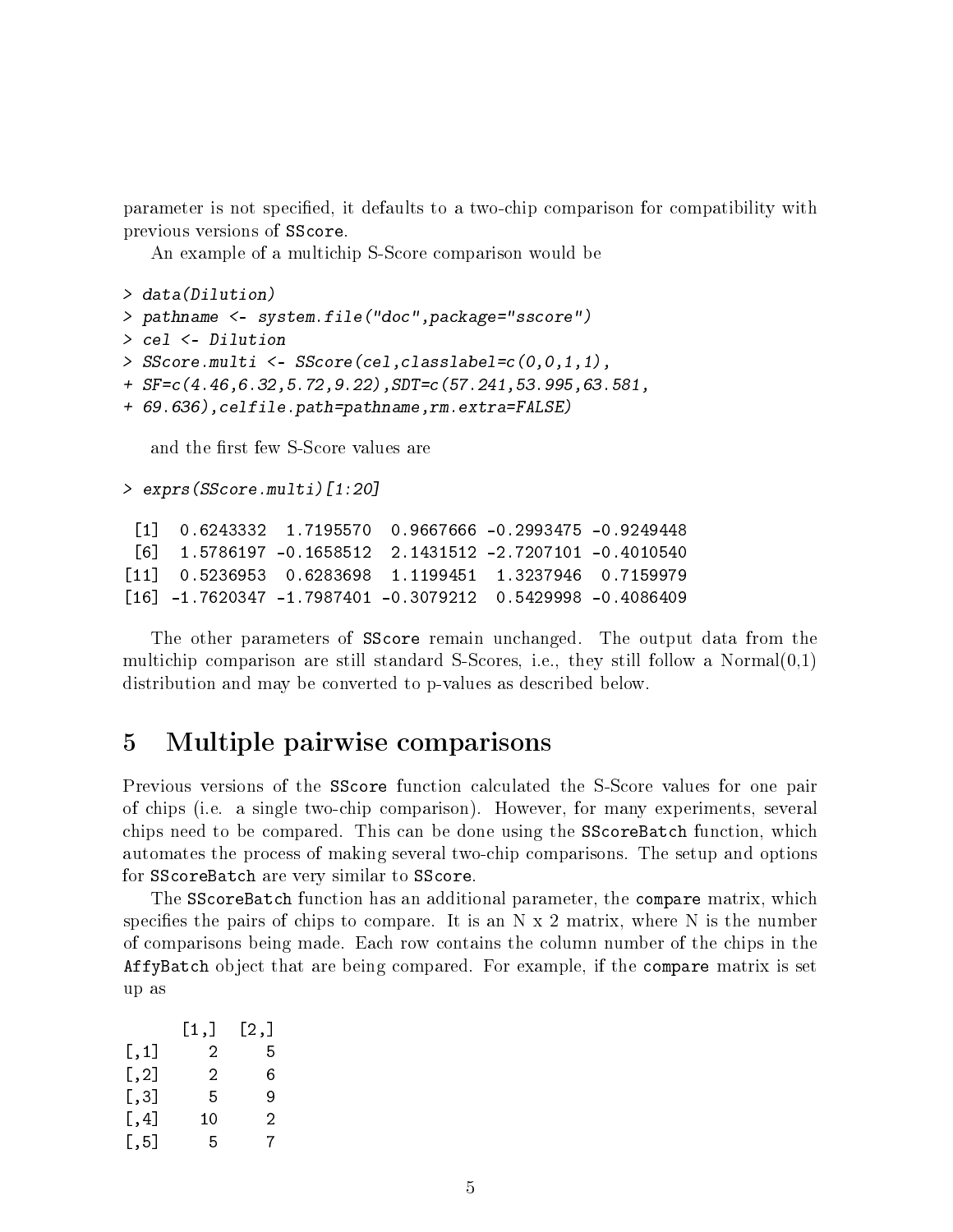parameter is not specified, it defaults to a two-chip comparison for compatibility with previous versions of SScore.

An example of a multichip S-Score comparison would be

```
> data(Dilution)
> pathname <- system.file("doc",package="sscore")
> cel <- Dilution
> SScore.multi <- SScore(cel,classlabel=c(0,0,1,1),
+ SF=c(4.46,6.32,5.72,9.22),SDT=c(57.241,53.995,63.581,
+ 69.636),celfile.path=pathname,rm.extra=FALSE)
```

and the first few S-Score values are

```
> exprs(SScore.multi)[1:20]

 [1]  0.6243332  1.7195570  0.9667666 -0.2993475 -0.9249448
 [6]  1.5786197 -0.1658512  2.1431512 -2.7207101 -0.4010540
[11]  0.5236953  0.6283698  1.1199451  1.3237946  0.7159979
[16] -1.7620347 -1.7987401 -0.3079212  0.5429998 -0.4086409
```

The other parameters of SScore remain unchanged. The output data from the multichip comparison are still standard S-Scores, i.e., they still follow a Normal(0,1) distribution and may be converted to p-values as described below.

## 5 Multiple pairwise comparisons

Previous versions of the SScore function calculated the S-Score values for one pair of chips (i.e. a single two-chip comparison). However, for many experiments, several chips need to be compared. This can be done using the SScoreBatch function, which automates the process of making several two-chip comparisons. The setup and options for SScoreBatch are very similar to SScore.

The SScoreBatch function has an additional parameter, the compare matrix, which specifies the pairs of chips to compare. It is an N x 2 matrix, where N is the number of comparisons being made. Each row contains the column number of the chips in the AffyBatch object that are being compared. For example, if the compare matrix is set up as

```
      [1,]  [2,]
[,1]     2     5
[,2]     2     6
[,3]     5     9
[,4]    10     2
[,5]     5     7
```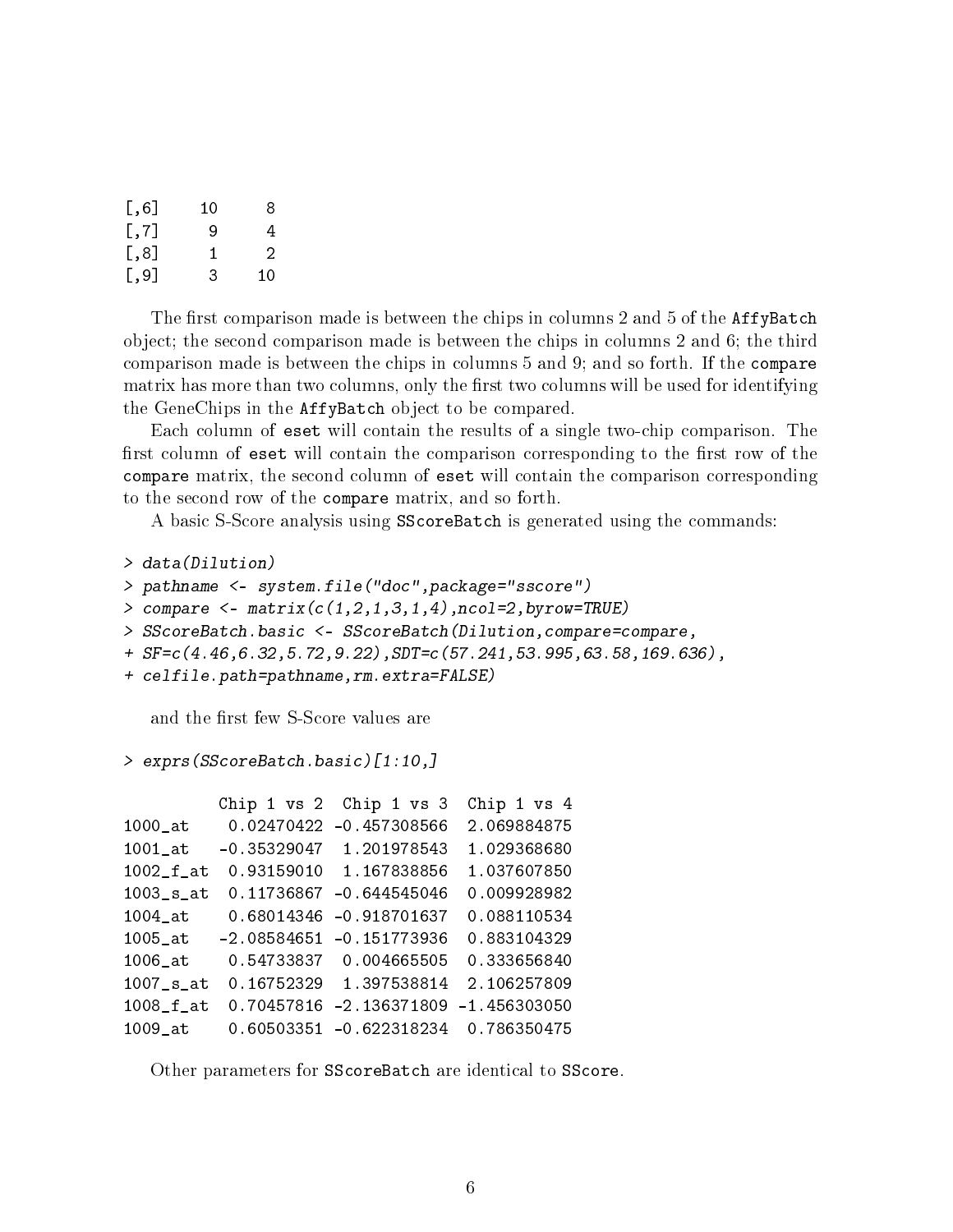```
[,6]   10    8
[,7]    9    4
[,8]    1    2
[,9]    3   10
```

The first comparison made is between the chips in columns 2 and 5 of the `AffyBatch` object; the second comparison made is between the chips in columns 2 and 6; the third comparison made is between the chips in columns 5 and 9; and so forth. If the `compare` matrix has more than two columns, only the first two columns will be used for identifying the GeneChips in the `AffyBatch` object to be compared.

Each column of `eset` will contain the results of a single two-chip comparison. The first column of `eset` will contain the comparison corresponding to the first row of the `compare` matrix, the second column of `eset` will contain the comparison corresponding to the second row of the `compare` matrix, and so forth.

A basic S-Score analysis using `SScoreBatch` is generated using the commands:

```
> data(Dilution)
> pathname <- system.file("doc",package="sscore")
> compare <- matrix(c(1,2,1,3,1,4),ncol=2,byrow=TRUE)
> SScoreBatch.basic <- SScoreBatch(Dilution,compare=compare,
+ SF=c(4.46,6.32,5.72,9.22),SDT=c(57.241,53.995,63.58,169.636),
+ celfile.path=pathname,rm.extra=FALSE)
```

and the first few S-Score values are

```
> exprs(SScoreBatch.basic)[1:10,]

          Chip 1 vs 2  Chip 1 vs 3  Chip 1 vs 4
1000_at    0.02470422 -0.457308566  2.069884875
1001_at   -0.35329047  1.201978543  1.029368680
1002_f_at  0.93159010  1.167838856  1.037607850
1003_s_at  0.11736867 -0.644545046  0.009928982
1004_at    0.68014346 -0.918701637  0.088110534
1005_at   -2.08584651 -0.151773936  0.883104329
1006_at    0.54733837  0.004665505  0.333656840
1007_s_at  0.16752329  1.397538814  2.106257809
1008_f_at  0.70457816 -2.136371809 -1.456303050
1009_at    0.60503351 -0.622318234  0.786350475
```

Other parameters for `SScoreBatch` are identical to `SScore`.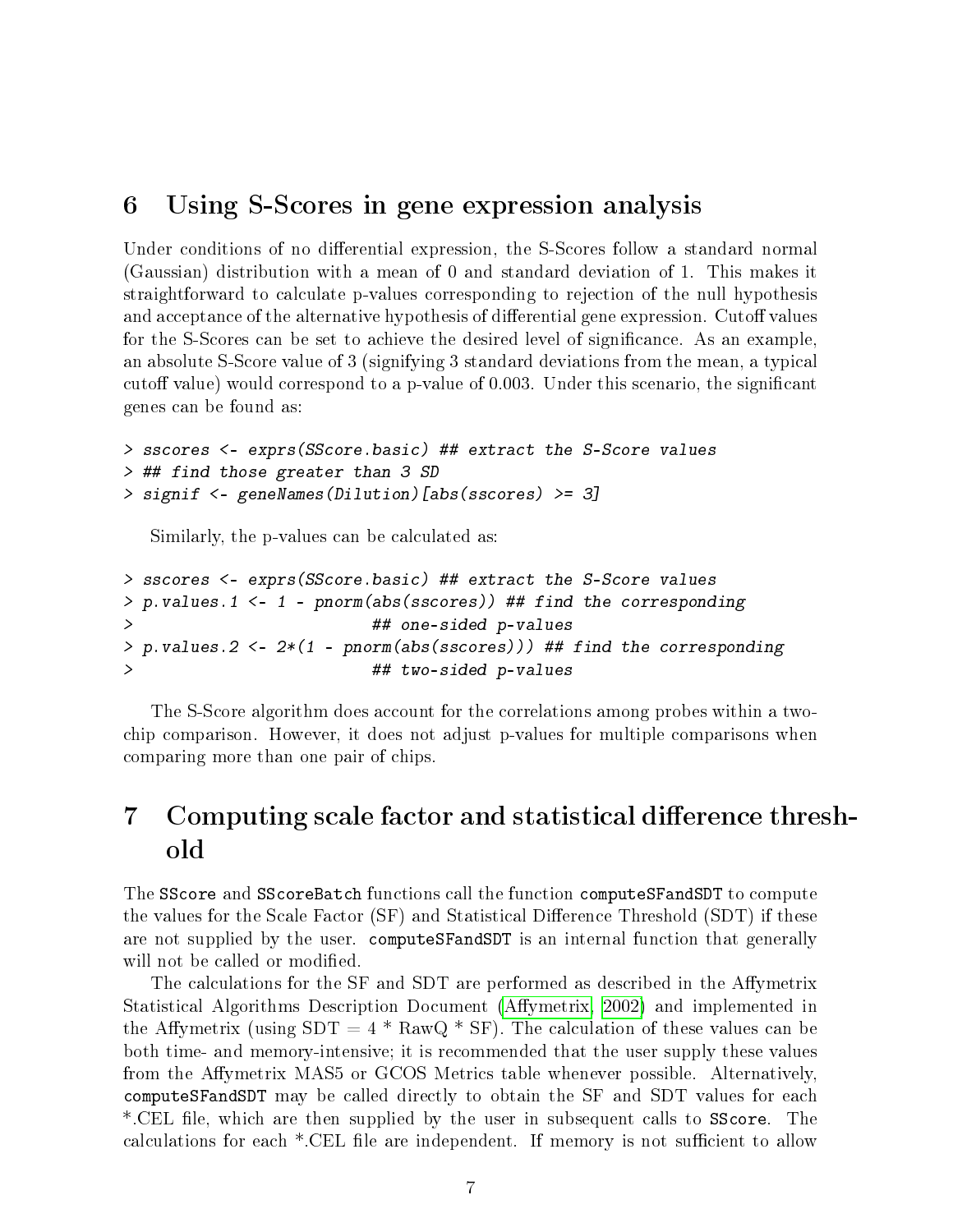## 6 Using S-Scores in gene expression analysis

Under conditions of no differential expression, the S-Scores follow a standard normal (Gaussian) distribution with a mean of 0 and standard deviation of 1. This makes it straightforward to calculate p-values corresponding to rejection of the null hypothesis and acceptance of the alternative hypothesis of differential gene expression. Cutoff values for the S-Scores can be set to achieve the desired level of significance. As an example, an absolute S-Score value of 3 (signifying 3 standard deviations from the mean, a typical cutoff value) would correspond to a p-value of 0.003. Under this scenario, the significant genes can be found as:

```
> sscores <- exprs(SScore.basic) ## extract the S-Score values
> ## find those greater than 3 SD
> signif <- geneNames(Dilution)[abs(sscores) >= 3]
```

Similarly, the p-values can be calculated as:

```
> sscores <- exprs(SScore.basic) ## extract the S-Score values
> p.values.1 <- 1 - pnorm(abs(sscores)) ## find the corresponding
>                          ## one-sided p-values
> p.values.2 <- 2*(1 - pnorm(abs(sscores))) ## find the corresponding
>                          ## two-sided p-values
```

The S-Score algorithm does account for the correlations among probes within a two-chip comparison. However, it does not adjust p-values for multiple comparisons when comparing more than one pair of chips.

## 7 Computing scale factor and statistical difference threshold

The SScore and SScoreBatch functions call the function computeSFandSDT to compute the values for the Scale Factor (SF) and Statistical Difference Threshold (SDT) if these are not supplied by the user. computeSFandSDT is an internal function that generally will not be called or modified.

The calculations for the SF and SDT are performed as described in the Affymetrix Statistical Algorithms Description Document (Affymetrix, 2002) and implemented in the Affymetrix (using SDT = 4 * RawQ * SF). The calculation of these values can be both time- and memory-intensive; it is recommended that the user supply these values from the Affymetrix MAS5 or GCOS Metrics table whenever possible. Alternatively, computeSFandSDT may be called directly to obtain the SF and SDT values for each *.CEL file, which are then supplied by the user in subsequent calls to SScore. The calculations for each *.CEL file are independent. If memory is not sufficient to allow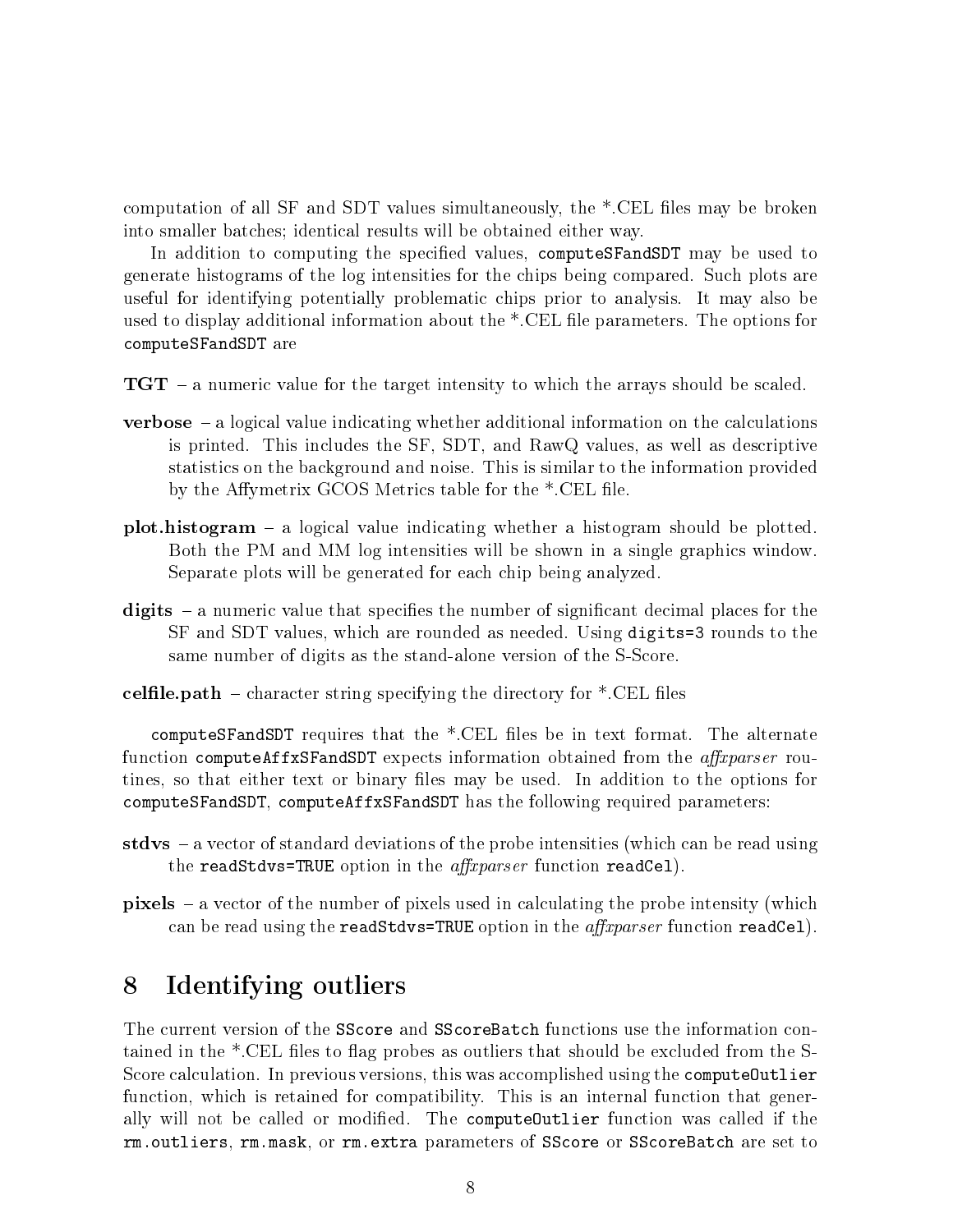computation of all SF and SDT values simultaneously, the *.CEL files may be broken into smaller batches; identical results will be obtained either way.

In addition to computing the specified values, `computeSFandSDT` may be used to generate histograms of the log intensities for the chips being compared. Such plots are useful for identifying potentially problematic chips prior to analysis. It may also be used to display additional information about the *.CEL file parameters. The options for `computeSFandSDT` are

**TGT** – a numeric value for the target intensity to which the arrays should be scaled.

**verbose** – a logical value indicating whether additional information on the calculations is printed. This includes the SF, SDT, and RawQ values, as well as descriptive statistics on the background and noise. This is similar to the information provided by the Affymetrix GCOS Metrics table for the *.CEL file.

**plot.histogram** – a logical value indicating whether a histogram should be plotted. Both the PM and MM log intensities will be shown in a single graphics window. Separate plots will be generated for each chip being analyzed.

**digits** – a numeric value that specifies the number of significant decimal places for the SF and SDT values, which are rounded as needed. Using `digits=3` rounds to the same number of digits as the stand-alone version of the S-Score.

**celfile.path** – character string specifying the directory for *.CEL files

`computeSFandSDT` requires that the *.CEL files be in text format. The alternate function `computeAffxSFandSDT` expects information obtained from the *affxparser* routines, so that either text or binary files may be used. In addition to the options for `computeSFandSDT`, `computeAffxSFandSDT` has the following required parameters:

**stdvs** – a vector of standard deviations of the probe intensities (which can be read using the `readStdvs=TRUE` option in the *affxparser* function `readCel`).

**pixels** – a vector of the number of pixels used in calculating the probe intensity (which can be read using the `readStdvs=TRUE` option in the *affxparser* function `readCel`).

# 8 Identifying outliers

The current version of the `SScore` and `SScoreBatch` functions use the information contained in the *.CEL files to flag probes as outliers that should be excluded from the S-Score calculation. In previous versions, this was accomplished using the `computeOutlier` function, which is retained for compatibility. This is an internal function that generally will not be called or modified. The `computeOutlier` function was called if the `rm.outliers`, `rm.mask`, or `rm.extra` parameters of `SScore` or `SScoreBatch` are set to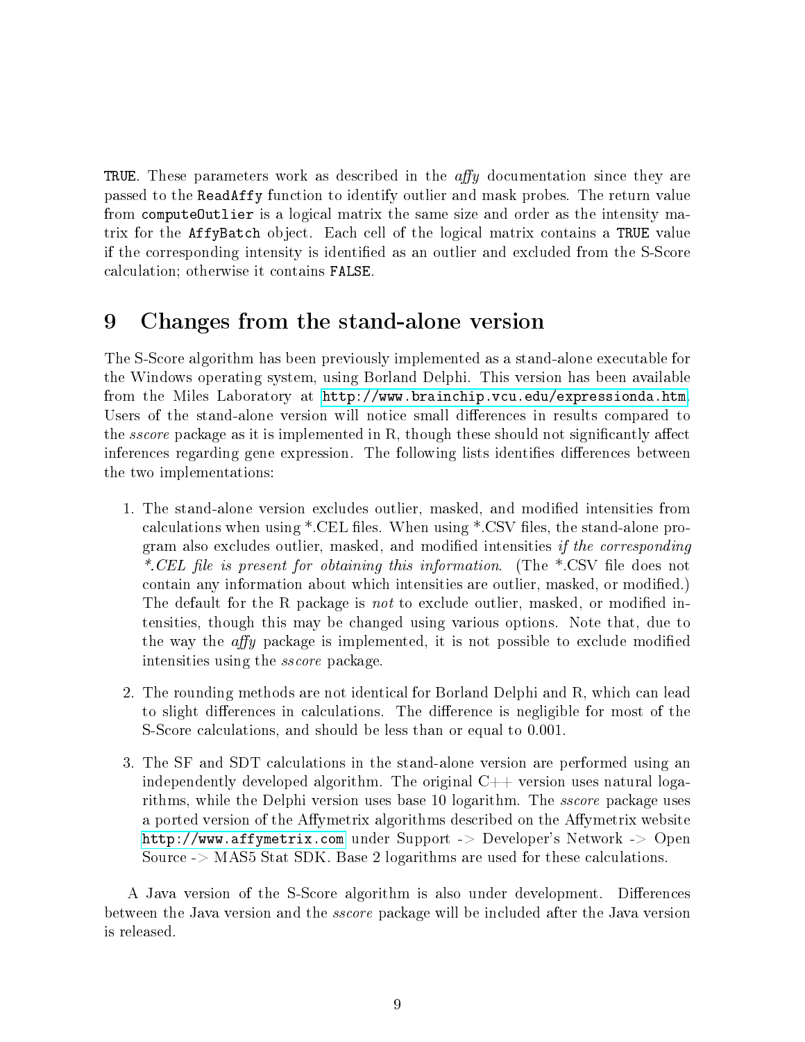`TRUE`. These parameters work as described in the *affy* documentation since they are passed to the `ReadAffy` function to identify outlier and mask probes. The return value from `computeOutlier` is a logical matrix the same size and order as the intensity matrix for the `AffyBatch` object. Each cell of the logical matrix contains a `TRUE` value if the corresponding intensity is identified as an outlier and excluded from the S-Score calculation; otherwise it contains `FALSE`.

# 9 Changes from the stand-alone version

The S-Score algorithm has been previously implemented as a stand-alone executable for the Windows operating system, using Borland Delphi. This version has been available from the Miles Laboratory at http://www.brainchip.vcu.edu/expressionda.htm. Users of the stand-alone version will notice small differences in results compared to the *sscore* package as it is implemented in R, though these should not significantly affect inferences regarding gene expression. The following lists identifies differences between the two implementations:

1. The stand-alone version excludes outlier, masked, and modified intensities from calculations when using *.CEL files. When using *.CSV files, the stand-alone program also excludes outlier, masked, and modified intensities *if the corresponding *.CEL file is present for obtaining this information*. (The *.CSV file does not contain any information about which intensities are outlier, masked, or modified.) The default for the R package is *not* to exclude outlier, masked, or modified intensities, though this may be changed using various options. Note that, due to the way the *affy* package is implemented, it is not possible to exclude modified intensities using the *sscore* package.

2. The rounding methods are not identical for Borland Delphi and R, which can lead to slight differences in calculations. The difference is negligible for most of the S-Score calculations, and should be less than or equal to 0.001.

3. The SF and SDT calculations in the stand-alone version are performed using an independently developed algorithm. The original C++ version uses natural logarithms, while the Delphi version uses base 10 logarithm. The *sscore* package uses a ported version of the Affymetrix algorithms described on the Affymetrix website http://www.affymetrix.com under Support -> Developer's Network -> Open Source -> MAS5 Stat SDK. Base 2 logarithms are used for these calculations.

A Java version of the S-Score algorithm is also under development. Differences between the Java version and the *sscore* package will be included after the Java version is released.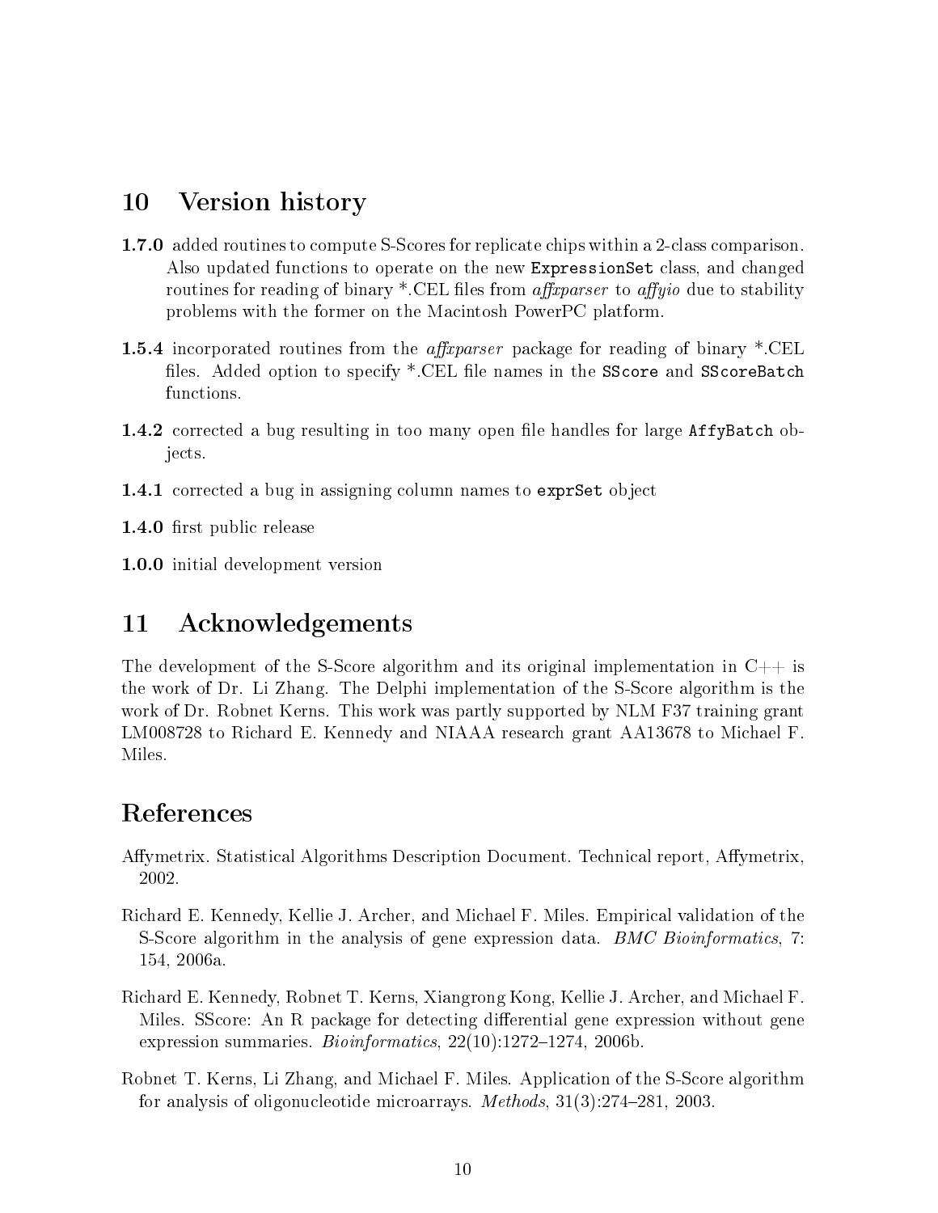## 10 Version history

**1.7.0** added routines to compute S-Scores for replicate chips within a 2-class comparison. Also updated functions to operate on the new `ExpressionSet` class, and changed routines for reading of binary *.CEL files from *affxparser* to *affyio* due to stability problems with the former on the Macintosh PowerPC platform.

**1.5.4** incorporated routines from the *affxparser* package for reading of binary *.CEL files. Added option to specify *.CEL file names in the `SScore` and `SScoreBatch` functions.

**1.4.2** corrected a bug resulting in too many open file handles for large `AffyBatch` objects.

**1.4.1** corrected a bug in assigning column names to `exprSet` object

**1.4.0** first public release

**1.0.0** initial development version

## 11 Acknowledgements

The development of the S-Score algorithm and its original implementation in C++ is the work of Dr. Li Zhang. The Delphi implementation of the S-Score algorithm is the work of Dr. Robnet Kerns. This work was partly supported by NLM F37 training grant LM008728 to Richard E. Kennedy and NIAAA research grant AA13678 to Michael F. Miles.

## References

Affymetrix. Statistical Algorithms Description Document. Technical report, Affymetrix, 2002.

Richard E. Kennedy, Kellie J. Archer, and Michael F. Miles. Empirical validation of the S-Score algorithm in the analysis of gene expression data. *BMC Bioinformatics*, 7: 154, 2006a.

Richard E. Kennedy, Robnet T. Kerns, Xiangrong Kong, Kellie J. Archer, and Michael F. Miles. SScore: An R package for detecting differential gene expression without gene expression summaries. *Bioinformatics*, 22(10):1272–1274, 2006b.

Robnet T. Kerns, Li Zhang, and Michael F. Miles. Application of the S-Score algorithm for analysis of oligonucleotide microarrays. *Methods*, 31(3):274–281, 2003.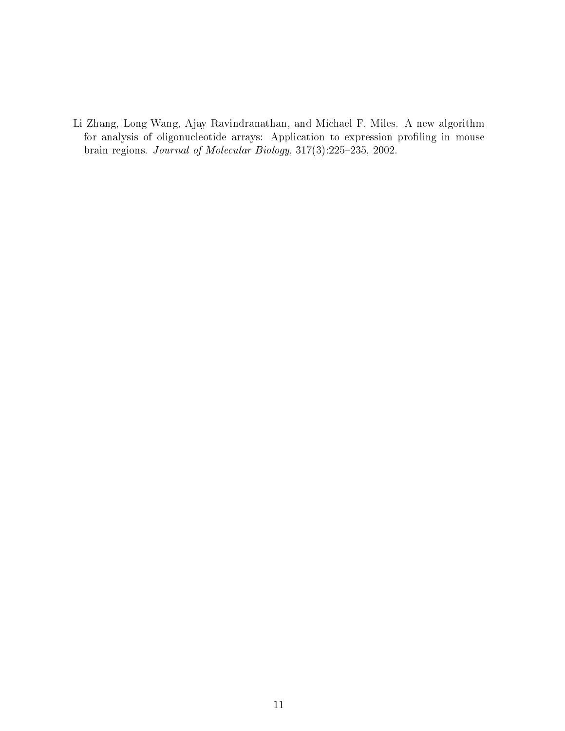Li Zhang, Long Wang, Ajay Ravindranathan, and Michael F. Miles. A new algorithm for analysis of oligonucleotide arrays: Application to expression profiling in mouse brain regions. *Journal of Molecular Biology*, 317(3):225–235, 2002.